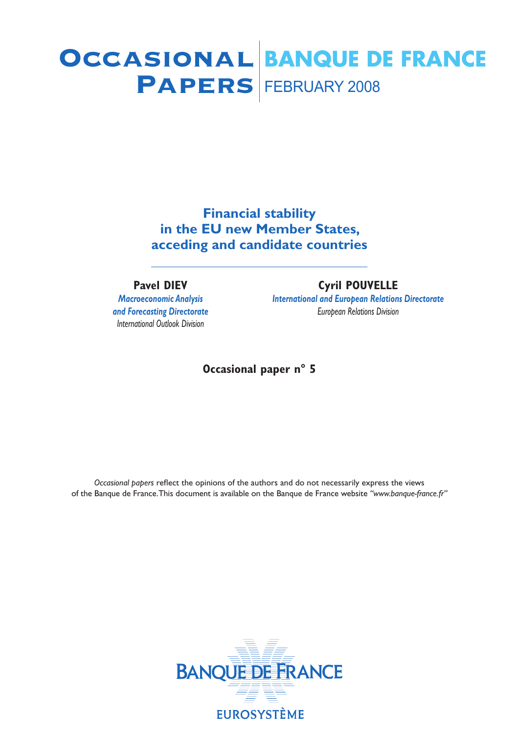# Occasional Papers

**BANQUE DE FRANCE**

FEBRUARY 2008

## Financial stability in the EU new Member States, acceding and candidate countries

**Pavel DIEV**
*Macroeconomic Analysis and Forecasting Directorate*
*International Outlook Division*

**Cyril POUVELLE**
*International and European Relations Directorate*
*European Relations Division*

**Occasional paper n° 5**

*Occasional papers* reflect the opinions of the authors and do not necessarily express the views of the Banque de France. This document is available on the Banque de France website *"www.banque-france.fr"*

BANQUE DE FRANCE

EUROSYSTÈME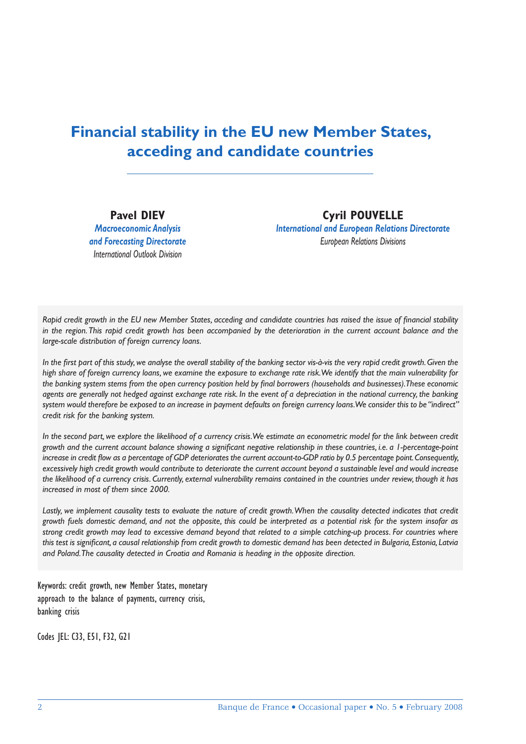# Financial stability in the EU new Member States, acceding and candidate countries

**Pavel DIEV**
*Macroeconomic Analysis and Forecasting Directorate*
*International Outlook Division*

**Cyril POUVELLE**
*International and European Relations Directorate*
*European Relations Divisions*

*Rapid credit growth in the EU new Member States, acceding and candidate countries has raised the issue of financial stability in the region. This rapid credit growth has been accompanied by the deterioration in the current account balance and the large-scale distribution of foreign currency loans.*

*In the first part of this study, we analyse the overall stability of the banking sector vis-à-vis the very rapid credit growth. Given the high share of foreign currency loans, we examine the exposure to exchange rate risk. We identify that the main vulnerability for the banking system stems from the open currency position held by final borrowers (households and businesses). These economic agents are generally not hedged against exchange rate risk. In the event of a depreciation in the national currency, the banking system would therefore be exposed to an increase in payment defaults on foreign currency loans. We consider this to be "indirect" credit risk for the banking system.*

*In the second part, we explore the likelihood of a currency crisis. We estimate an econometric model for the link between credit growth and the current account balance showing a significant negative relationship in these countries, i.e. a 1-percentage-point increase in credit flow as a percentage of GDP deteriorates the current account-to-GDP ratio by 0.5 percentage point. Consequently, excessively high credit growth would contribute to deteriorate the current account beyond a sustainable level and would increase the likelihood of a currency crisis. Currently, external vulnerability remains contained in the countries under review, though it has increased in most of them since 2000.*

*Lastly, we implement causality tests to evaluate the nature of credit growth. When the causality detected indicates that credit growth fuels domestic demand, and not the opposite, this could be interpreted as a potential risk for the system insofar as strong credit growth may lead to excessive demand beyond that related to a simple catching-up process. For countries where this test is significant, a causal relationship from credit growth to domestic demand has been detected in Bulgaria, Estonia, Latvia and Poland. The causality detected in Croatia and Romania is heading in the opposite direction.*

Keywords: credit growth, new Member States, monetary approach to the balance of payments, currency crisis, banking crisis

Codes JEL: C33, E51, F32, G21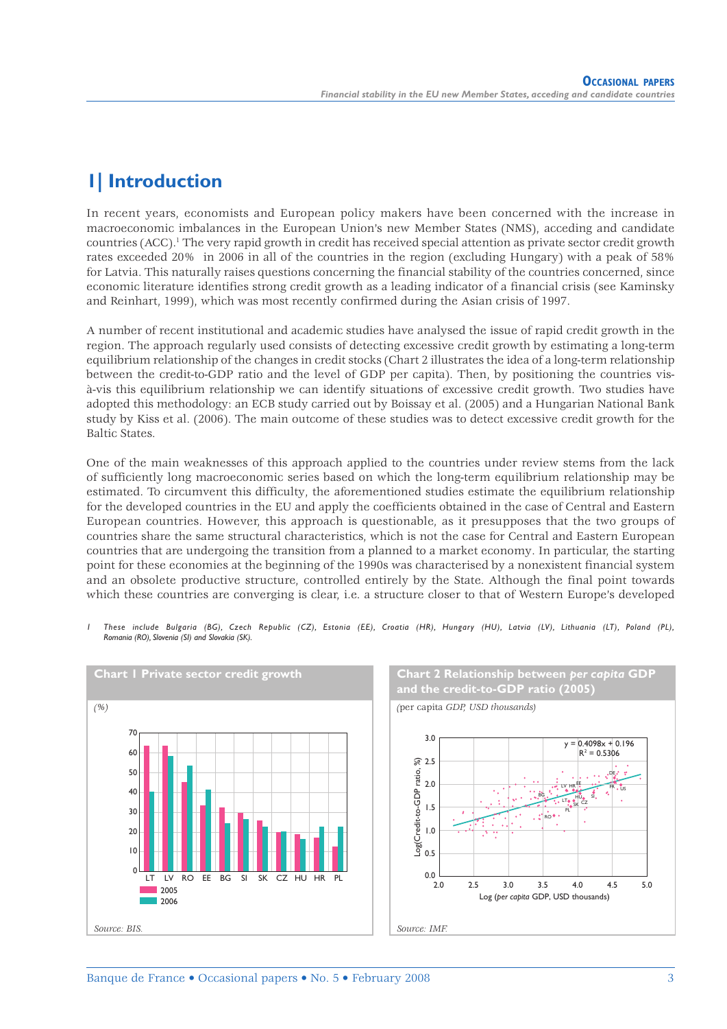# 1| Introduction

In recent years, economists and European policy makers have been concerned with the increase in macroeconomic imbalances in the European Union's new Member States (NMS), acceding and candidate countries (ACC).[1] The very rapid growth in credit has received special attention as private sector credit growth rates exceeded 20% in 2006 in all of the countries in the region (excluding Hungary) with a peak of 58% for Latvia. This naturally raises questions concerning the financial stability of the countries concerned, since economic literature identifies strong credit growth as a leading indicator of a financial crisis (see Kaminsky and Reinhart, 1999), which was most recently confirmed during the Asian crisis of 1997.

A number of recent institutional and academic studies have analysed the issue of rapid credit growth in the region. The approach regularly used consists of detecting excessive credit growth by estimating a long-term equilibrium relationship of the changes in credit stocks (Chart 2 illustrates the idea of a long-term relationship between the credit-to-GDP ratio and the level of GDP per capita). Then, by positioning the countries vis-à-vis this equilibrium relationship we can identify situations of excessive credit growth. Two studies have adopted this methodology: an ECB study carried out by Boissay et al. (2005) and a Hungarian National Bank study by Kiss et al. (2006). The main outcome of these studies was to detect excessive credit growth for the Baltic States.

One of the main weaknesses of this approach applied to the countries under review stems from the lack of sufficiently long macroeconomic series based on which the long-term equilibrium relationship may be estimated. To circumvent this difficulty, the aforementioned studies estimate the equilibrium relationship for the developed countries in the EU and apply the coefficients obtained in the case of Central and Eastern European countries. However, this approach is questionable, as it presupposes that the two groups of countries share the same structural characteristics, which is not the case for Central and Eastern European countries that are undergoing the transition from a planned to a market economy. In particular, the starting point for these economies at the beginning of the 1990s was characterised by a nonexistent financial system and an obsolete productive structure, controlled entirely by the State. Although the final point towards which these countries are converging is clear, i.e. a structure closer to that of Western Europe's developed

1 These include Bulgaria (BG), Czech Republic (CZ), Estonia (EE), Croatia (HR), Hungary (HU), Latvia (LV), Lithuania (LT), Poland (PL), Romania (RO), Slovenia (SI) and Slovakia (SK).

**Chart 1 Private sector credit growth**

*(%)*

| | LT | LV | RO | EE | BG | SI | SK | CZ | HU | HR | PL |
|---|---|---|---|---|---|---|---|---|---|---|---|
| 2005 | 63 | 63 | 45 | 33 | 32 | 29 | 25 | 19 | 18 | 17 | 12 |
| 2006 | 40 | 58 | 53 | 41 | 24 | 26 | 22 | 20 | 16 | 22 | 22 |

*Source: BIS.*

**Chart 2 Relationship between *per capita* GDP and the credit-to-GDP ratio (2005)**

*(per capita GDP, USD thousands)*

$y = 0.4098x + 0.196$
$R^2 = 0.5306$

Y axis: Log(Credit-to-GDP ratio, %)
X axis: Log (*per capita* GDP, USD thousands)

*Source: IMF.*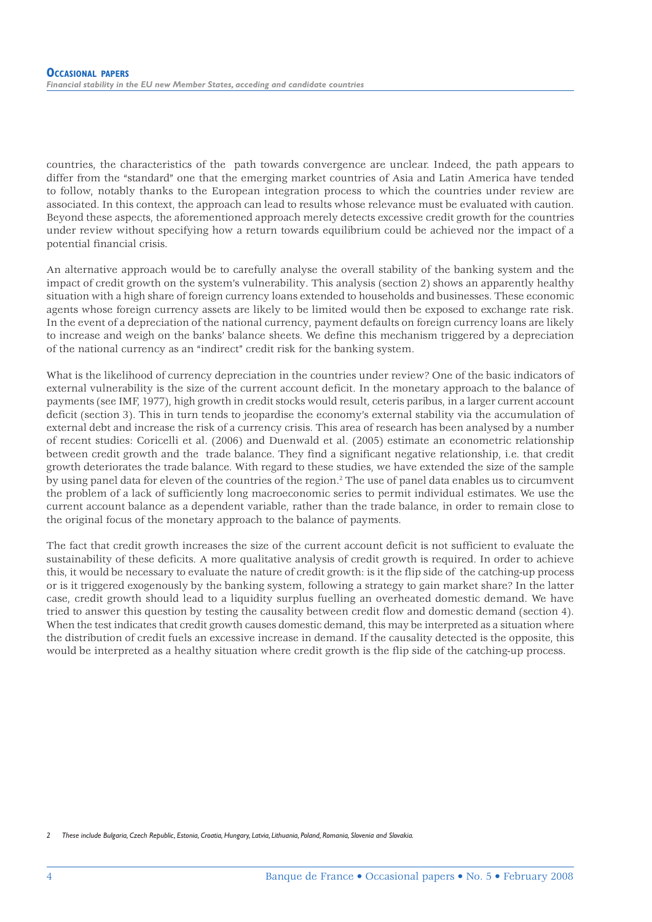countries, the characteristics of the path towards convergence are unclear. Indeed, the path appears to differ from the "standard" one that the emerging market countries of Asia and Latin America have tended to follow, notably thanks to the European integration process to which the countries under review are associated. In this context, the approach can lead to results whose relevance must be evaluated with caution. Beyond these aspects, the aforementioned approach merely detects excessive credit growth for the countries under review without specifying how a return towards equilibrium could be achieved nor the impact of a potential financial crisis.

An alternative approach would be to carefully analyse the overall stability of the banking system and the impact of credit growth on the system's vulnerability. This analysis (section 2) shows an apparently healthy situation with a high share of foreign currency loans extended to households and businesses. These economic agents whose foreign currency assets are likely to be limited would then be exposed to exchange rate risk. In the event of a depreciation of the national currency, payment defaults on foreign currency loans are likely to increase and weigh on the banks' balance sheets. We define this mechanism triggered by a depreciation of the national currency as an "indirect" credit risk for the banking system.

What is the likelihood of currency depreciation in the countries under review? One of the basic indicators of external vulnerability is the size of the current account deficit. In the monetary approach to the balance of payments (see IMF, 1977), high growth in credit stocks would result, ceteris paribus, in a larger current account deficit (section 3). This in turn tends to jeopardise the economy's external stability via the accumulation of external debt and increase the risk of a currency crisis. This area of research has been analysed by a number of recent studies: Coricelli et al. (2006) and Duenwald et al. (2005) estimate an econometric relationship between credit growth and the trade balance. They find a significant negative relationship, i.e. that credit growth deteriorates the trade balance. With regard to these studies, we have extended the size of the sample by using panel data for eleven of the countries of the region.[2] The use of panel data enables us to circumvent the problem of a lack of sufficiently long macroeconomic series to permit individual estimates. We use the current account balance as a dependent variable, rather than the trade balance, in order to remain close to the original focus of the monetary approach to the balance of payments.

The fact that credit growth increases the size of the current account deficit is not sufficient to evaluate the sustainability of these deficits. A more qualitative analysis of credit growth is required. In order to achieve this, it would be necessary to evaluate the nature of credit growth: is it the flip side of the catching-up process or is it triggered exogenously by the banking system, following a strategy to gain market share? In the latter case, credit growth should lead to a liquidity surplus fuelling an overheated domestic demand. We have tried to answer this question by testing the causality between credit flow and domestic demand (section 4). When the test indicates that credit growth causes domestic demand, this may be interpreted as a situation where the distribution of credit fuels an excessive increase in demand. If the causality detected is the opposite, this would be interpreted as a healthy situation where credit growth is the flip side of the catching-up process.

2 *These include Bulgaria, Czech Republic, Estonia, Croatia, Hungary, Latvia, Lithuania, Poland, Romania, Slovenia and Slovakia.*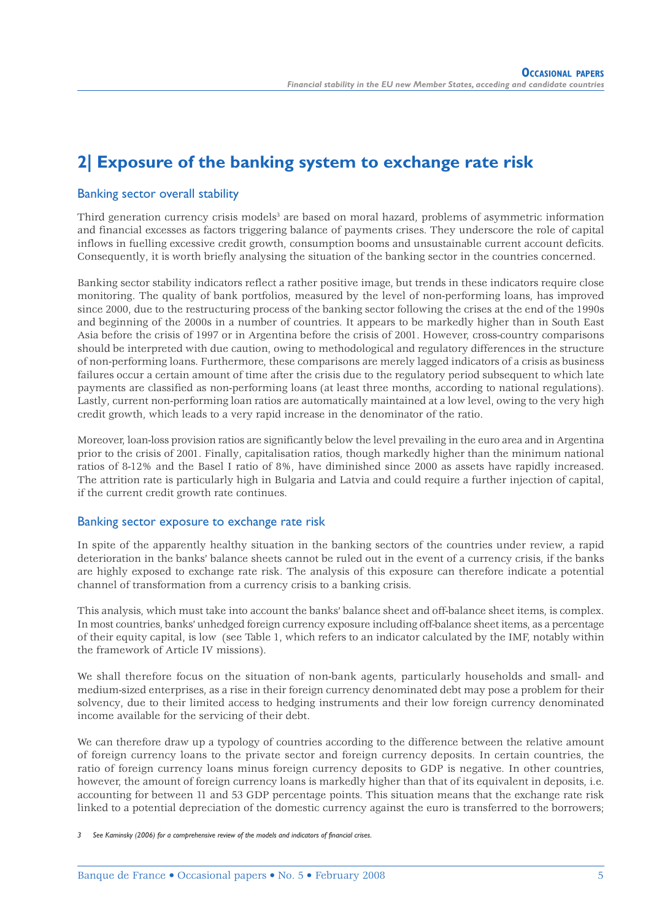## 2| Exposure of the banking system to exchange rate risk

### Banking sector overall stability

Third generation currency crisis models[3] are based on moral hazard, problems of asymmetric information and financial excesses as factors triggering balance of payments crises. They underscore the role of capital inflows in fuelling excessive credit growth, consumption booms and unsustainable current account deficits. Consequently, it is worth briefly analysing the situation of the banking sector in the countries concerned.

Banking sector stability indicators reflect a rather positive image, but trends in these indicators require close monitoring. The quality of bank portfolios, measured by the level of non-performing loans, has improved since 2000, due to the restructuring process of the banking sector following the crises at the end of the 1990s and beginning of the 2000s in a number of countries. It appears to be markedly higher than in South East Asia before the crisis of 1997 or in Argentina before the crisis of 2001. However, cross-country comparisons should be interpreted with due caution, owing to methodological and regulatory differences in the structure of non-performing loans. Furthermore, these comparisons are merely lagged indicators of a crisis as business failures occur a certain amount of time after the crisis due to the regulatory period subsequent to which late payments are classified as non-performing loans (at least three months, according to national regulations). Lastly, current non-performing loan ratios are automatically maintained at a low level, owing to the very high credit growth, which leads to a very rapid increase in the denominator of the ratio.

Moreover, loan-loss provision ratios are significantly below the level prevailing in the euro area and in Argentina prior to the crisis of 2001. Finally, capitalisation ratios, though markedly higher than the minimum national ratios of 8-12% and the Basel I ratio of 8%, have diminished since 2000 as assets have rapidly increased. The attrition rate is particularly high in Bulgaria and Latvia and could require a further injection of capital, if the current credit growth rate continues.

### Banking sector exposure to exchange rate risk

In spite of the apparently healthy situation in the banking sectors of the countries under review, a rapid deterioration in the banks' balance sheets cannot be ruled out in the event of a currency crisis, if the banks are highly exposed to exchange rate risk. The analysis of this exposure can therefore indicate a potential channel of transformation from a currency crisis to a banking crisis.

This analysis, which must take into account the banks' balance sheet and off-balance sheet items, is complex. In most countries, banks' unhedged foreign currency exposure including off-balance sheet items, as a percentage of their equity capital, is low (see Table 1, which refers to an indicator calculated by the IMF, notably within the framework of Article IV missions).

We shall therefore focus on the situation of non-bank agents, particularly households and small- and medium-sized enterprises, as a rise in their foreign currency denominated debt may pose a problem for their solvency, due to their limited access to hedging instruments and their low foreign currency denominated income available for the servicing of their debt.

We can therefore draw up a typology of countries according to the difference between the relative amount of foreign currency loans to the private sector and foreign currency deposits. In certain countries, the ratio of foreign currency loans minus foreign currency deposits to GDP is negative. In other countries, however, the amount of foreign currency loans is markedly higher than that of its equivalent in deposits, i.e. accounting for between 11 and 53 GDP percentage points. This situation means that the exchange rate risk linked to a potential depreciation of the domestic currency against the euro is transferred to the borrowers;

[3] *See Kaminsky (2006) for a comprehensive review of the models and indicators of financial crises.*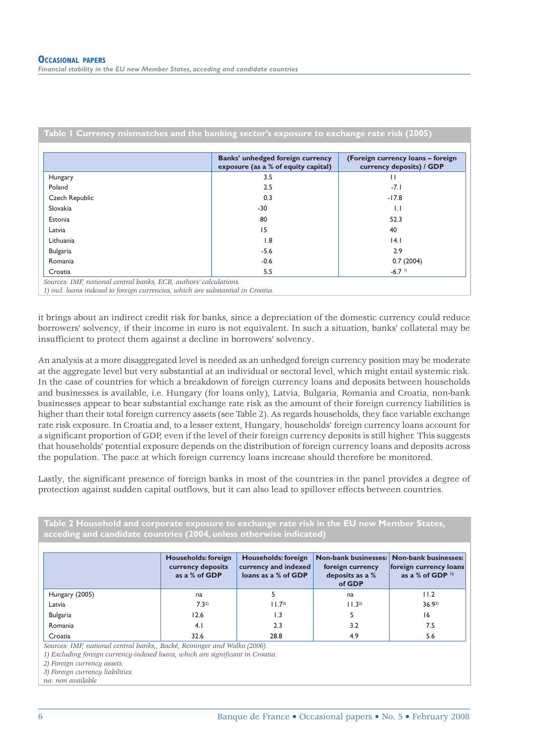**Table 1 Currency mismatches and the banking sector's exposure to exchange rate risk (2005)**

| | Banks' unhedged foreign currency exposure (as a % of equity capital) | (Foreign currency loans – foreign currency deposits) / GDP |
|---|---|---|
| Hungary | 3.5 | 11 |
| Poland | 2.5 | -7.1 |
| Czech Republic | 0.3 | -17.8 |
| Slovakia | -30 | 1.1 |
| Estonia | 80 | 52.3 |
| Latvia | 15 | 40 |
| Lithuania | 1.8 | 14.1 |
| Bulgaria | -5.6 | 2.9 |
| Romania | -0.6 | 0.7 (2004) |
| Croatia | 5.5 | -6.7 [1] |

*Sources: IMF, national central banks, ECB, authors' calculations.*
*1) incl. loans indexed to foreign currencies, which are substantial in Croatia.*

it brings about an indirect credit risk for banks, since a depreciation of the domestic currency could reduce borrowers' solvency, if their income in euro is not equivalent. In such a situation, banks' collateral may be insufficient to protect them against a decline in borrowers' solvency.

An analysis at a more disaggregated level is needed as an unhedged foreign currency position may be moderate at the aggregate level but very substantial at an individual or sectoral level, which might entail systemic risk. In the case of countries for which a breakdown of foreign currency loans and deposits between households and businesses is available, i.e. Hungary (for loans only), Latvia, Bulgaria, Romania and Croatia, non-bank businesses appear to bear substantial exchange rate risk as the amount of their foreign currency liabilities is higher than their total foreign currency assets (see Table 2). As regards households, they face variable exchange rate risk exposure. In Croatia and, to a lesser extent, Hungary, households' foreign currency loans account for a significant proportion of GDP, even if the level of their foreign currency deposits is still higher. This suggests that households' potential exposure depends on the distribution of foreign currency loans and deposits across the population. The pace at which foreign currency loans increase should therefore be monitored.

Lastly, the significant presence of foreign banks in most of the countries in the panel provides a degree of protection against sudden capital outflows, but it can also lead to spillover effects between countries.

**Table 2 Household and corporate exposure to exchange rate risk in the EU new Member States, acceding and candidate countries (2004, unless otherwise indicated)**

| | Households: foreign currency deposits as a % of GDP | Households: foreign currency and indexed loans as a % of GDP | Non-bank businesses: foreign currency deposits as a % of GDP | Non-bank businesses: foreign currency loans as a % of GDP [1] |
|---|---|---|---|---|
| Hungary (2005) | na | 5 | na | 11.2 |
| Latvia | 7.3 [2] | 11.7 [3] | 11.3 [2] | 36.9 [3] |
| Bulgaria | 12.6 | 1.3 | 5 | 16 |
| Romania | 4.1 | 2.3 | 3.2 | 7.5 |
| Croatia | 32.6 | 28.8 | 4.9 | 5.6 |

*Sources: IMF, national central banks,, Backé, Reininger and Walko (2006).*
*1) Excluding foreign currency-indexed loans, which are significant in Croatia.*
*2) Foreign currency assets.*
*3) Foreign currency liabilities.*
*na: non available*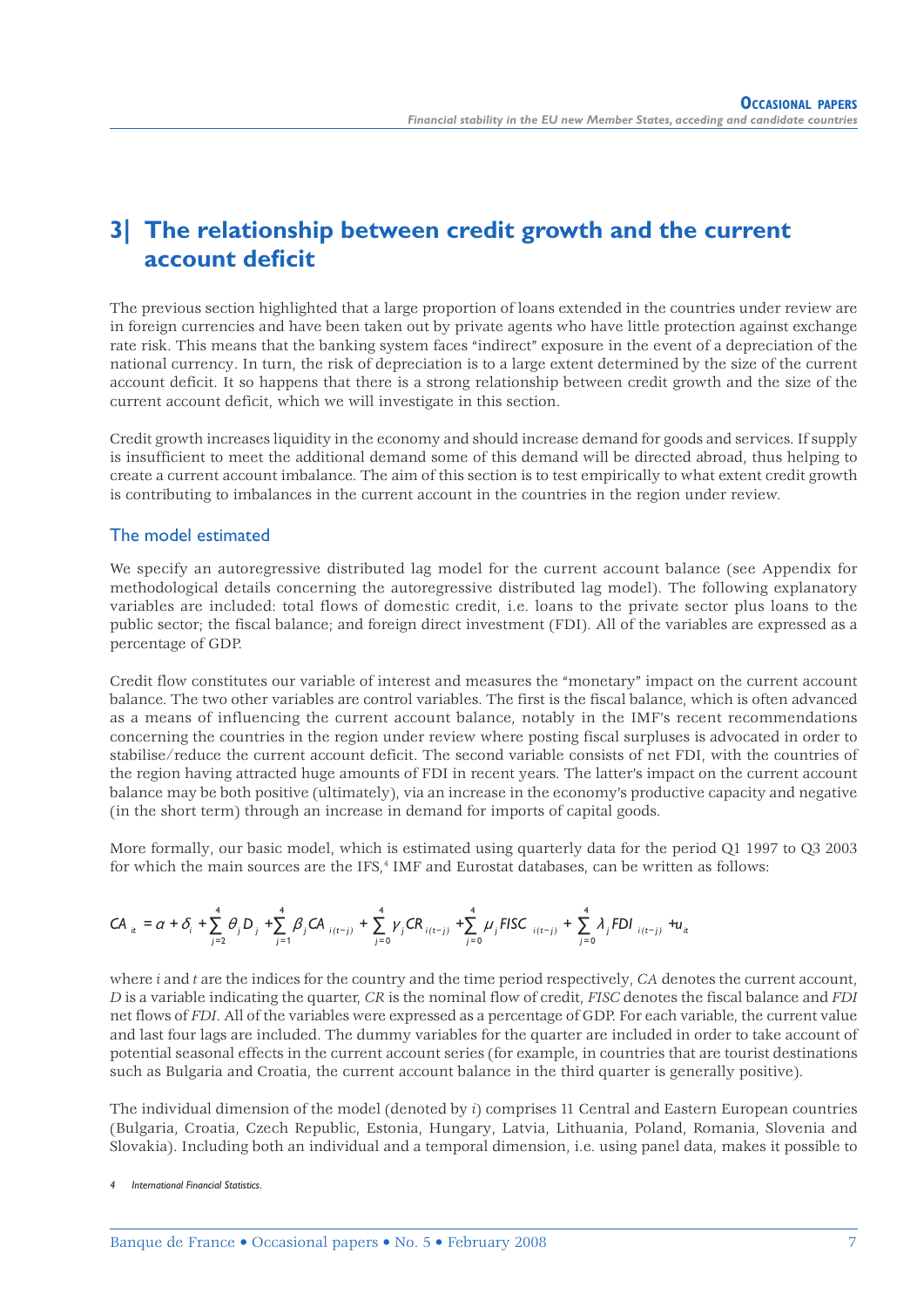# 3| The relationship between credit growth and the current account deficit

The previous section highlighted that a large proportion of loans extended in the countries under review are in foreign currencies and have been taken out by private agents who have little protection against exchange rate risk. This means that the banking system faces "indirect" exposure in the event of a depreciation of the national currency. In turn, the risk of depreciation is to a large extent determined by the size of the current account deficit. It so happens that there is a strong relationship between credit growth and the size of the current account deficit, which we will investigate in this section.

Credit growth increases liquidity in the economy and should increase demand for goods and services. If supply is insufficient to meet the additional demand some of this demand will be directed abroad, thus helping to create a current account imbalance. The aim of this section is to test empirically to what extent credit growth is contributing to imbalances in the current account in the countries in the region under review.

## The model estimated

We specify an autoregressive distributed lag model for the current account balance (see Appendix for methodological details concerning the autoregressive distributed lag model). The following explanatory variables are included: total flows of domestic credit, i.e. loans to the private sector plus loans to the public sector; the fiscal balance; and foreign direct investment (FDI). All of the variables are expressed as a percentage of GDP.

Credit flow constitutes our variable of interest and measures the "monetary" impact on the current account balance. The two other variables are control variables. The first is the fiscal balance, which is often advanced as a means of influencing the current account balance, notably in the IMF's recent recommendations concerning the countries in the region under review where posting fiscal surpluses is advocated in order to stabilise/reduce the current account deficit. The second variable consists of net FDI, with the countries of the region having attracted huge amounts of FDI in recent years. The latter's impact on the current account balance may be both positive (ultimately), via an increase in the economy's productive capacity and negative (in the short term) through an increase in demand for imports of capital goods.

More formally, our basic model, which is estimated using quarterly data for the period Q1 1997 to Q3 2003 for which the main sources are the IFS,[4] IMF and Eurostat databases, can be written as follows:

$$CA_{it} = \alpha + \delta_i + \sum_{j=2}^{4} \theta_j D_j + \sum_{j=1}^{4} \beta_j CA_{i(t-j)} + \sum_{j=0}^{4} \gamma_j CR_{i(t-j)} + \sum_{j=0}^{4} \mu_j FISC_{i(t-j)} + \sum_{j=0}^{4} \lambda_j FDI_{i(t-j)} + u_{it}$$

where *i* and *t* are the indices for the country and the time period respectively, *CA* denotes the current account, *D* is a variable indicating the quarter, *CR* is the nominal flow of credit, *FISC* denotes the fiscal balance and *FDI* net flows of *FDI*. All of the variables were expressed as a percentage of GDP. For each variable, the current value and last four lags are included. The dummy variables for the quarter are included in order to take account of potential seasonal effects in the current account series (for example, in countries that are tourist destinations such as Bulgaria and Croatia, the current account balance in the third quarter is generally positive).

The individual dimension of the model (denoted by *i*) comprises 11 Central and Eastern European countries (Bulgaria, Croatia, Czech Republic, Estonia, Hungary, Latvia, Lithuania, Poland, Romania, Slovenia and Slovakia). Including both an individual and a temporal dimension, i.e. using panel data, makes it possible to

4 *International Financial Statistics.*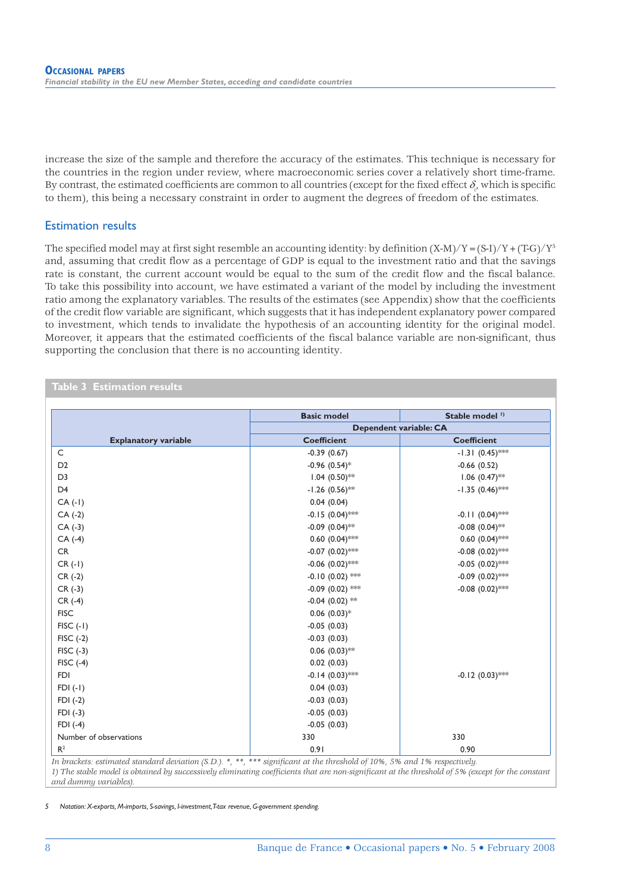increase the size of the sample and therefore the accuracy of the estimates. This technique is necessary for the countries in the region under review, where macroeconomic series cover a relatively short time-frame. By contrast, the estimated coefficients are common to all countries (except for the fixed effect $\delta_i$ which is specific to them), this being a necessary constraint in order to augment the degrees of freedom of the estimates.

## Estimation results

The specified model may at first sight resemble an accounting identity: by definition $(X\text{-}M)/Y = (S\text{-}I)/Y + (T\text{-}G)/Y$[5] and, assuming that credit flow as a percentage of GDP is equal to the investment ratio and that the savings rate is constant, the current account would be equal to the sum of the credit flow and the fiscal balance. To take this possibility into account, we have estimated a variant of the model by including the investment ratio among the explanatory variables. The results of the estimates (see Appendix) show that the coefficients of the credit flow variable are significant, which suggests that it has independent explanatory power compared to investment, which tends to invalidate the hypothesis of an accounting identity for the original model. Moreover, it appears that the estimated coefficients of the fiscal balance variable are non-significant, thus supporting the conclusion that there is no accounting identity.

**Table 3 Estimation results**

| | Basic model | Stable model [1] |
|---|---|---|
| | Dependent variable: CA | |
| Explanatory variable | Coefficient | Coefficient |
| C | -0.39 (0.67) | -1.31 (0.45)*** |
| D2 | -0.96 (0.54)* | -0.66 (0.52) |
| D3 | 1.04 (0.50)** | 1.06 (0.47)** |
| D4 | -1.26 (0.56)** | -1.35 (0.46)*** |
| CA (-1) | 0.04 (0.04) | |
| CA (-2) | -0.15 (0.04)*** | -0.11 (0.04)*** |
| CA (-3) | -0.09 (0.04)** | -0.08 (0.04)** |
| CA (-4) | 0.60 (0.04)*** | 0.60 (0.04)*** |
| CR | -0.07 (0.02)*** | -0.08 (0.02)*** |
| CR (-1) | -0.06 (0.02)*** | -0.05 (0.02)*** |
| CR (-2) | -0.10 (0.02) *** | -0.09 (0.02)*** |
| CR (-3) | -0.09 (0.02) *** | -0.08 (0.02)*** |
| CR (-4) | -0.04 (0.02) ** | |
| FISC | 0.06 (0.03)* | |
| FISC (-1) | -0.05 (0.03) | |
| FISC (-2) | -0.03 (0.03) | |
| FISC (-3) | 0.06 (0.03)** | |
| FISC (-4) | 0.02 (0.03) | |
| FDI | -0.14 (0.03)*** | -0.12 (0.03)*** |
| FDI (-1) | 0.04 (0.03) | |
| FDI (-2) | -0.03 (0.03) | |
| FDI (-3) | -0.05 (0.03) | |
| FDI (-4) | -0.05 (0.03) | |
| Number of observations | 330 | 330 |
| $R^2$ | 0.91 | 0.90 |

*In brackets: estimated standard deviation (S.D.). *, **, *** significant at the threshold of 10%, 5% and 1% respectively.*
*1) The stable model is obtained by successively eliminating coefficients that are non-significant at the threshold of 5% (except for the constant and dummy variables).*

5 Notation: X-exports, M-imports, S-savings, I-investment, T-tax revenue, G-government spending.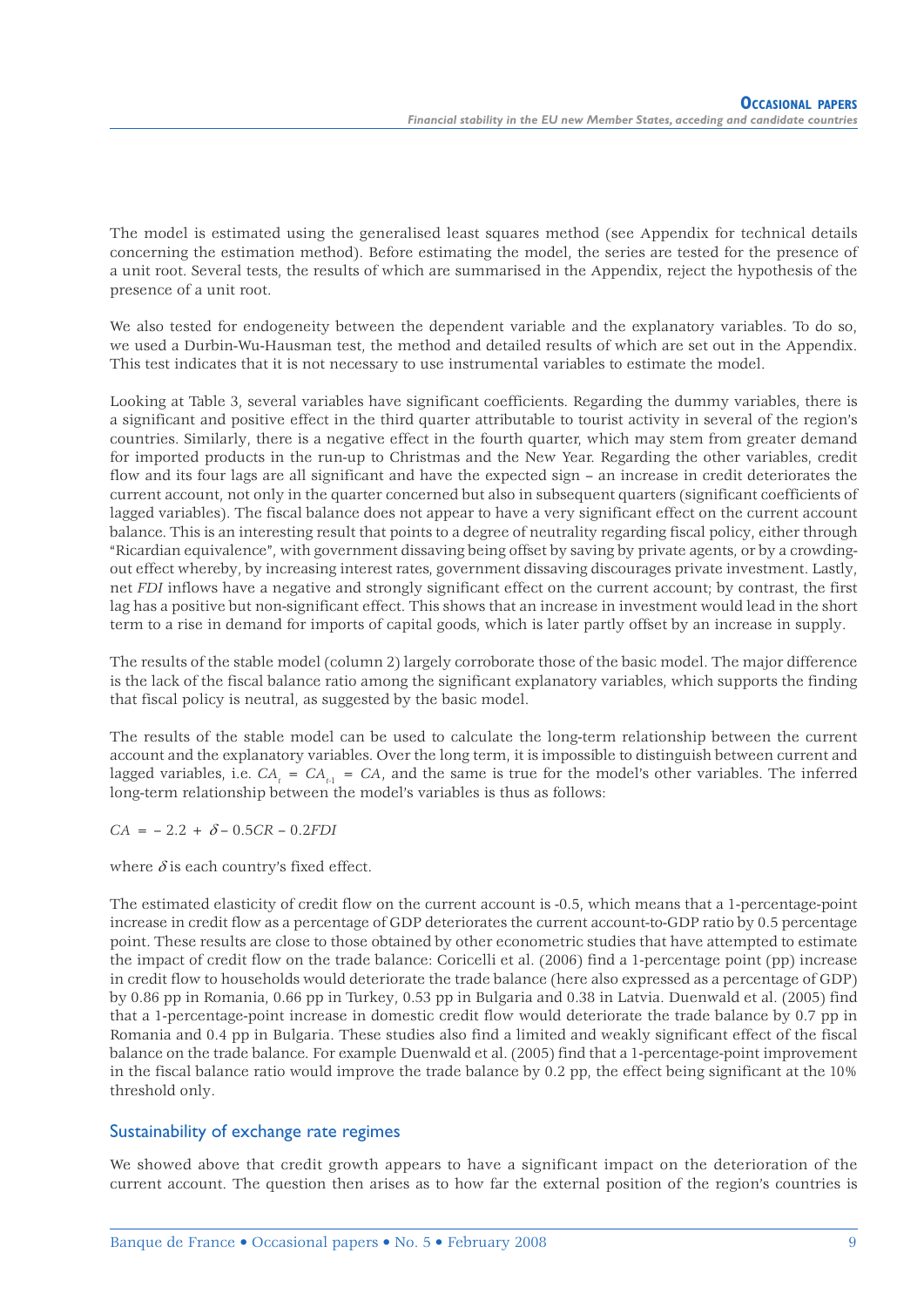The model is estimated using the generalised least squares method (see Appendix for technical details concerning the estimation method). Before estimating the model, the series are tested for the presence of a unit root. Several tests, the results of which are summarised in the Appendix, reject the hypothesis of the presence of a unit root.

We also tested for endogeneity between the dependent variable and the explanatory variables. To do so, we used a Durbin-Wu-Hausman test, the method and detailed results of which are set out in the Appendix. This test indicates that it is not necessary to use instrumental variables to estimate the model.

Looking at Table 3, several variables have significant coefficients. Regarding the dummy variables, there is a significant and positive effect in the third quarter attributable to tourist activity in several of the region's countries. Similarly, there is a negative effect in the fourth quarter, which may stem from greater demand for imported products in the run-up to Christmas and the New Year. Regarding the other variables, credit flow and its four lags are all significant and have the expected sign – an increase in credit deteriorates the current account, not only in the quarter concerned but also in subsequent quarters (significant coefficients of lagged variables). The fiscal balance does not appear to have a very significant effect on the current account balance. This is an interesting result that points to a degree of neutrality regarding fiscal policy, either through "Ricardian equivalence", with government dissaving being offset by saving by private agents, or by a crowding-out effect whereby, by increasing interest rates, government dissaving discourages private investment. Lastly, net *FDI* inflows have a negative and strongly significant effect on the current account; by contrast, the first lag has a positive but non-significant effect. This shows that an increase in investment would lead in the short term to a rise in demand for imports of capital goods, which is later partly offset by an increase in supply.

The results of the stable model (column 2) largely corroborate those of the basic model. The major difference is the lack of the fiscal balance ratio among the significant explanatory variables, which supports the finding that fiscal policy is neutral, as suggested by the basic model.

The results of the stable model can be used to calculate the long-term relationship between the current account and the explanatory variables. Over the long term, it is impossible to distinguish between current and lagged variables, i.e. $CA_t = CA_{t-1} = CA$, and the same is true for the model's other variables. The inferred long-term relationship between the model's variables is thus as follows:

$$CA = -2.2 + \delta - 0.5CR - 0.2FDI$$

where $\delta$ is each country's fixed effect.

The estimated elasticity of credit flow on the current account is -0.5, which means that a 1-percentage-point increase in credit flow as a percentage of GDP deteriorates the current account-to-GDP ratio by 0.5 percentage point. These results are close to those obtained by other econometric studies that have attempted to estimate the impact of credit flow on the trade balance: Coricelli et al. (2006) find a 1-percentage point (pp) increase in credit flow to households would deteriorate the trade balance (here also expressed as a percentage of GDP) by 0.86 pp in Romania, 0.66 pp in Turkey, 0.53 pp in Bulgaria and 0.38 in Latvia. Duenwald et al. (2005) find that a 1-percentage-point increase in domestic credit flow would deteriorate the trade balance by 0.7 pp in Romania and 0.4 pp in Bulgaria. These studies also find a limited and weakly significant effect of the fiscal balance on the trade balance. For example Duenwald et al. (2005) find that a 1-percentage-point improvement in the fiscal balance ratio would improve the trade balance by 0.2 pp, the effect being significant at the 10% threshold only.

## Sustainability of exchange rate regimes

We showed above that credit growth appears to have a significant impact on the deterioration of the current account. The question then arises as to how far the external position of the region's countries is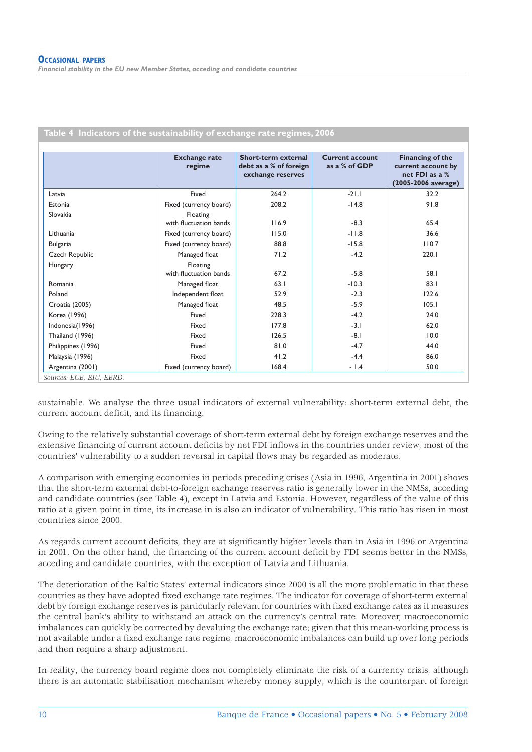**Table 4 Indicators of the sustainability of exchange rate regimes, 2006**

| | Exchange rate regime | Short-term external debt as a % of foreign exchange reserves | Current account as a % of GDP | Financing of the current account by net FDI as a % (2005-2006 average) |
|---|---|---|---|---|
| Latvia | Fixed | 264.2 | -21.1 | 32.2 |
| Estonia | Fixed (currency board) | 208.2 | -14.8 | 91.8 |
| Slovakia | Floating with fluctuation bands | 116.9 | -8.3 | 65.4 |
| Lithuania | Fixed (currency board) | 115.0 | -11.8 | 36.6 |
| Bulgaria | Fixed (currency board) | 88.8 | -15.8 | 110.7 |
| Czech Republic | Managed float | 71.2 | -4.2 | 220.1 |
| Hungary | Floating with fluctuation bands | 67.2 | -5.8 | 58.1 |
| Romania | Managed float | 63.1 | -10.3 | 83.1 |
| Poland | Independent float | 52.9 | -2.3 | 122.6 |
| Croatia (2005) | Managed float | 48.5 | -5.9 | 105.1 |
| Korea (1996) | Fixed | 228.3 | -4.2 | 24.0 |
| Indonesia(1996) | Fixed | 177.8 | -3.1 | 62.0 |
| Thailand (1996) | Fixed | 126.5 | -8.1 | 10.0 |
| Philippines (1996) | Fixed | 81.0 | -4.7 | 44.0 |
| Malaysia (1996) | Fixed | 41.2 | -4.4 | 86.0 |
| Argentina (2001) | Fixed (currency board) | 168.4 | - 1.4 | 50.0 |

*Sources: ECB, EIU, EBRD.*

sustainable. We analyse the three usual indicators of external vulnerability: short-term external debt, the current account deficit, and its financing.

Owing to the relatively substantial coverage of short-term external debt by foreign exchange reserves and the extensive financing of current account deficits by net FDI inflows in the countries under review, most of the countries' vulnerability to a sudden reversal in capital flows may be regarded as moderate.

A comparison with emerging economies in periods preceding crises (Asia in 1996, Argentina in 2001) shows that the short-term external debt-to-foreign exchange reserves ratio is generally lower in the NMSs, acceding and candidate countries (see Table 4), except in Latvia and Estonia. However, regardless of the value of this ratio at a given point in time, its increase in is also an indicator of vulnerability. This ratio has risen in most countries since 2000.

As regards current account deficits, they are at significantly higher levels than in Asia in 1996 or Argentina in 2001. On the other hand, the financing of the current account deficit by FDI seems better in the NMSs, acceding and candidate countries, with the exception of Latvia and Lithuania.

The deterioration of the Baltic States' external indicators since 2000 is all the more problematic in that these countries as they have adopted fixed exchange rate regimes. The indicator for coverage of short-term external debt by foreign exchange reserves is particularly relevant for countries with fixed exchange rates as it measures the central bank's ability to withstand an attack on the currency's central rate. Moreover, macroeconomic imbalances can quickly be corrected by devaluing the exchange rate; given that this mean-working process is not available under a fixed exchange rate regime, macroeconomic imbalances can build up over long periods and then require a sharp adjustment.

In reality, the currency board regime does not completely eliminate the risk of a currency crisis, although there is an automatic stabilisation mechanism whereby money supply, which is the counterpart of foreign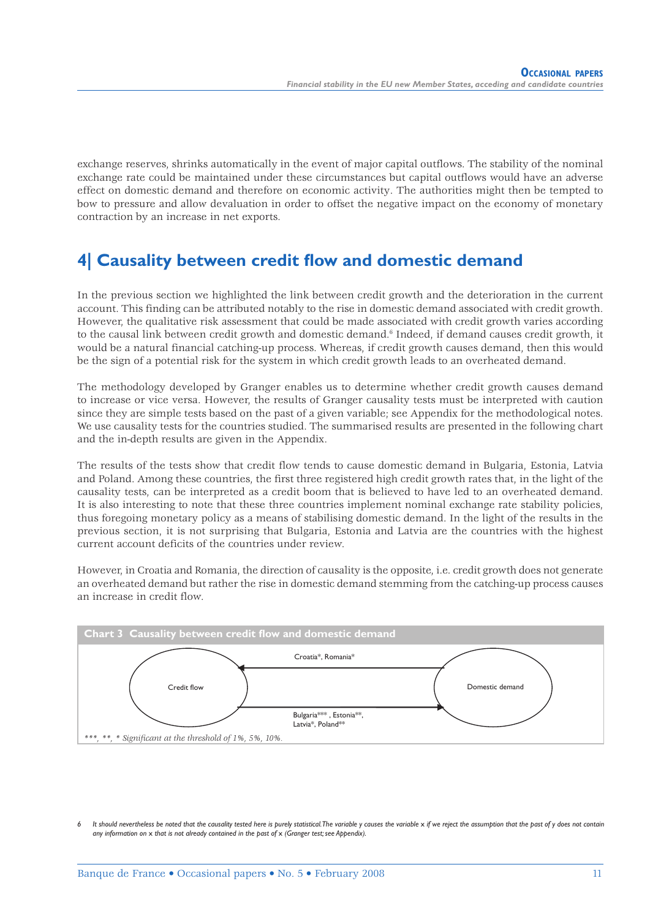exchange reserves, shrinks automatically in the event of major capital outflows. The stability of the nominal exchange rate could be maintained under these circumstances but capital outflows would have an adverse effect on domestic demand and therefore on economic activity. The authorities might then be tempted to bow to pressure and allow devaluation in order to offset the negative impact on the economy of monetary contraction by an increase in net exports.

## 4| Causality between credit flow and domestic demand

In the previous section we highlighted the link between credit growth and the deterioration in the current account. This finding can be attributed notably to the rise in domestic demand associated with credit growth. However, the qualitative risk assessment that could be made associated with credit growth varies according to the causal link between credit growth and domestic demand.[6] Indeed, if demand causes credit growth, it would be a natural financial catching-up process. Whereas, if credit growth causes demand, then this would be the sign of a potential risk for the system in which credit growth leads to an overheated demand.

The methodology developed by Granger enables us to determine whether credit growth causes demand to increase or vice versa. However, the results of Granger causality tests must be interpreted with caution since they are simple tests based on the past of a given variable; see Appendix for the methodological notes. We use causality tests for the countries studied. The summarised results are presented in the following chart and the in-depth results are given in the Appendix.

The results of the tests show that credit flow tends to cause domestic demand in Bulgaria, Estonia, Latvia and Poland. Among these countries, the first three registered high credit growth rates that, in the light of the causality tests, can be interpreted as a credit boom that is believed to have led to an overheated demand. It is also interesting to note that these three countries implement nominal exchange rate stability policies, thus foregoing monetary policy as a means of stabilising domestic demand. In the light of the results in the previous section, it is not surprising that Bulgaria, Estonia and Latvia are the countries with the highest current account deficits of the countries under review.

However, in Croatia and Romania, the direction of causality is the opposite, i.e. credit growth does not generate an overheated demand but rather the rise in domestic demand stemming from the catching-up process causes an increase in credit flow.

**Chart 3 Causality between credit flow and domestic demand**

Credit flow ← Domestic demand: Croatia*, Romania*

Credit flow → Domestic demand: Bulgaria***, Estonia**, Latvia*, Poland**

*\*\*\*, \*\*, \* Significant at the threshold of 1%, 5%, 10%.*

[6] *It should nevertheless be noted that the causality tested here is purely statistical. The variable y causes the variable x if we reject the assumption that the past of y does not contain any information on x that is not already contained in the past of x (Granger test; see Appendix).*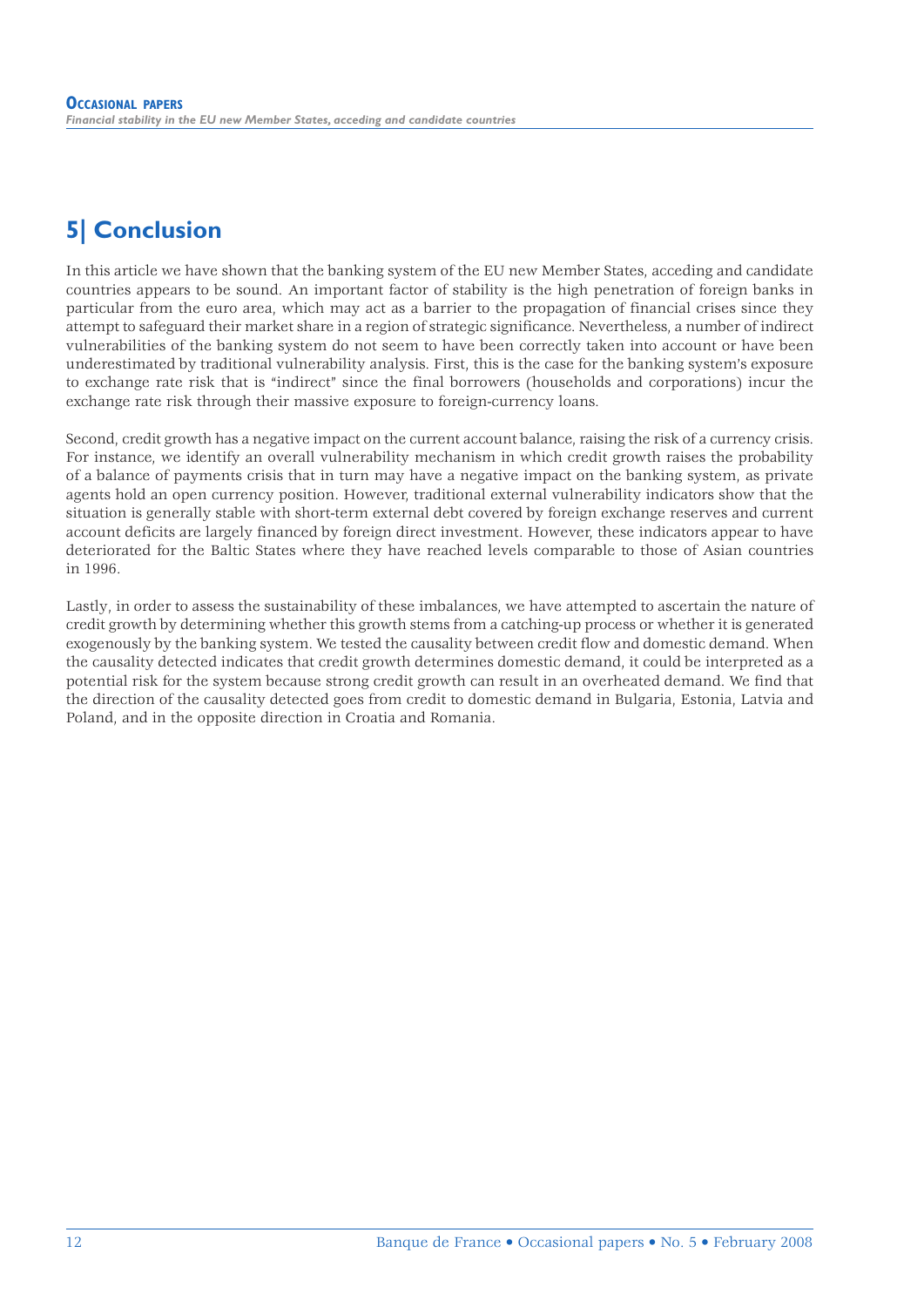## 5| Conclusion

In this article we have shown that the banking system of the EU new Member States, acceding and candidate countries appears to be sound. An important factor of stability is the high penetration of foreign banks in particular from the euro area, which may act as a barrier to the propagation of financial crises since they attempt to safeguard their market share in a region of strategic significance. Nevertheless, a number of indirect vulnerabilities of the banking system do not seem to have been correctly taken into account or have been underestimated by traditional vulnerability analysis. First, this is the case for the banking system's exposure to exchange rate risk that is "indirect" since the final borrowers (households and corporations) incur the exchange rate risk through their massive exposure to foreign-currency loans.

Second, credit growth has a negative impact on the current account balance, raising the risk of a currency crisis. For instance, we identify an overall vulnerability mechanism in which credit growth raises the probability of a balance of payments crisis that in turn may have a negative impact on the banking system, as private agents hold an open currency position. However, traditional external vulnerability indicators show that the situation is generally stable with short-term external debt covered by foreign exchange reserves and current account deficits are largely financed by foreign direct investment. However, these indicators appear to have deteriorated for the Baltic States where they have reached levels comparable to those of Asian countries in 1996.

Lastly, in order to assess the sustainability of these imbalances, we have attempted to ascertain the nature of credit growth by determining whether this growth stems from a catching-up process or whether it is generated exogenously by the banking system. We tested the causality between credit flow and domestic demand. When the causality detected indicates that credit growth determines domestic demand, it could be interpreted as a potential risk for the system because strong credit growth can result in an overheated demand. We find that the direction of the causality detected goes from credit to domestic demand in Bulgaria, Estonia, Latvia and Poland, and in the opposite direction in Croatia and Romania.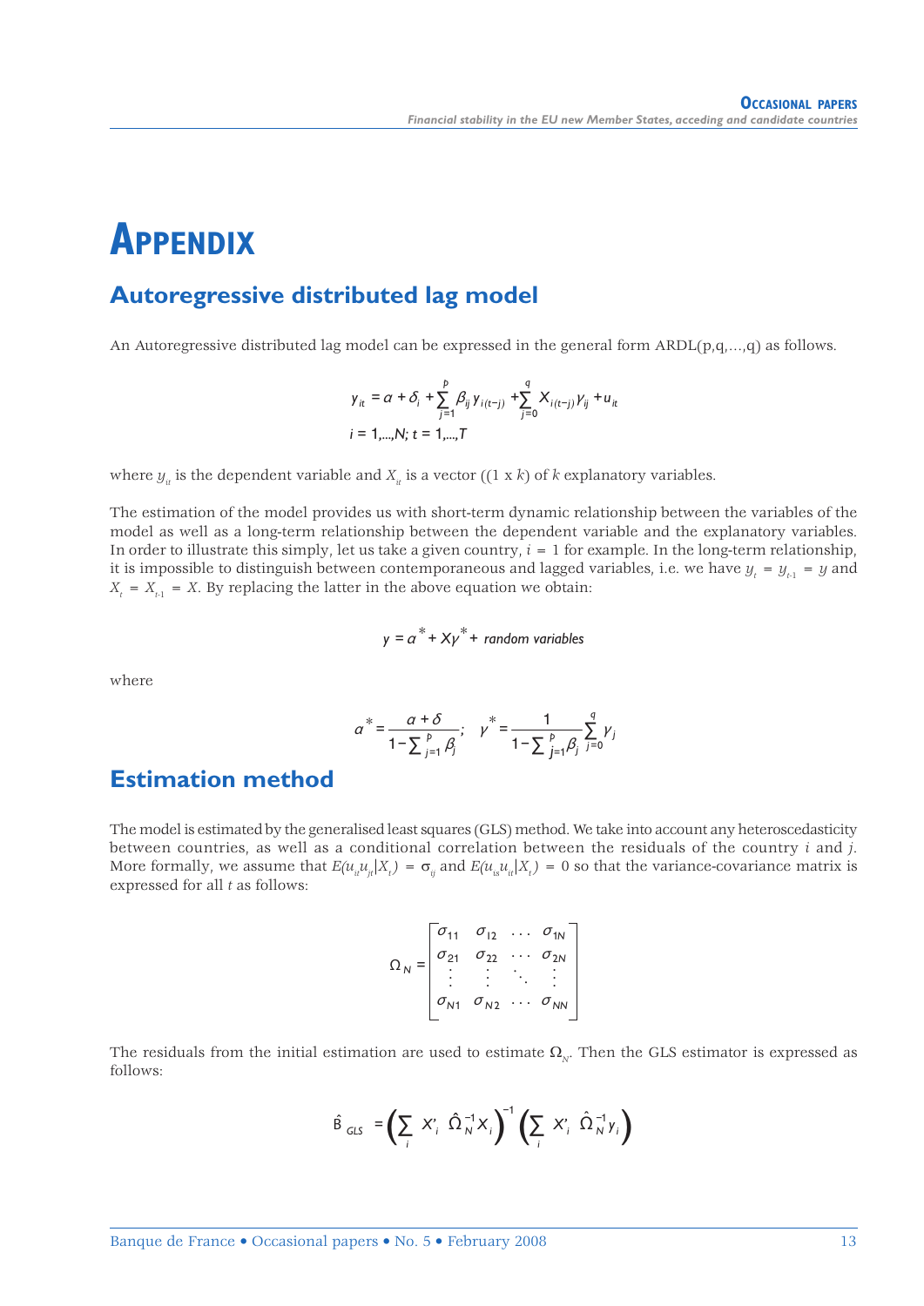# APPENDIX

## Autoregressive distributed lag model

An Autoregressive distributed lag model can be expressed in the general form ARDL(p,q,...,q) as follows.

$$y_{it} = \alpha + \delta_i + \sum_{j=1}^{p} \beta_{ij} y_{i(t-j)} + \sum_{j=0}^{q} X_{i(t-j)} \gamma_{ij} + u_{it}$$
$$i = 1,...,N;\ t = 1,...,T$$

where $y_{it}$ is the dependent variable and $X_{it}$ is a vector ((1 x $k$) of $k$ explanatory variables.

The estimation of the model provides us with short-term dynamic relationship between the variables of the model as well as a long-term relationship between the dependent variable and the explanatory variables. In order to illustrate this simply, let us take a given country, $i = 1$ for example. In the long-term relationship, it is impossible to distinguish between contemporaneous and lagged variables, i.e. we have $y_t = y_{t-1} = y$ and $X_t = X_{t-1} = X$. By replacing the latter in the above equation we obtain:

$$y = \alpha^* + X\gamma^* + \textit{random variables}$$

where

$$\alpha^* = \frac{\alpha + \delta}{1 - \sum_{j=1}^{p} \beta_j}; \quad \gamma^* = \frac{1}{1 - \sum_{j=1}^{p} \beta_j} \sum_{j=0}^{q} \gamma_j$$

## Estimation method

The model is estimated by the generalised least squares (GLS) method. We take into account any heteroscedasticity between countries, as well as a conditional correlation between the residuals of the country $i$ and $j$. More formally, we assume that $E(u_{it} u_{jt} | X_t) = \sigma_{ij}$ and $E(u_{is} u_{it} | X_t) = 0$ so that the variance-covariance matrix is expressed for all $t$ as follows:

$$\Omega_N = \begin{bmatrix} \sigma_{11} & \sigma_{12} & \cdots & \sigma_{1N} \\ \sigma_{21} & \sigma_{22} & \cdots & \sigma_{2N} \\ \vdots & \vdots & \ddots & \vdots \\ \sigma_{N1} & \sigma_{N2} & \cdots & \sigma_{NN} \end{bmatrix}$$

The residuals from the initial estimation are used to estimate $\Omega_N$. Then the GLS estimator is expressed as follows:

$$\hat{B}_{GLS} = \left( \sum_i X'_i \ \hat{\Omega}_N^{-1} X_i \right)^{-1} \left( \sum_i X'_i \ \hat{\Omega}_N^{-1} y_i \right)$$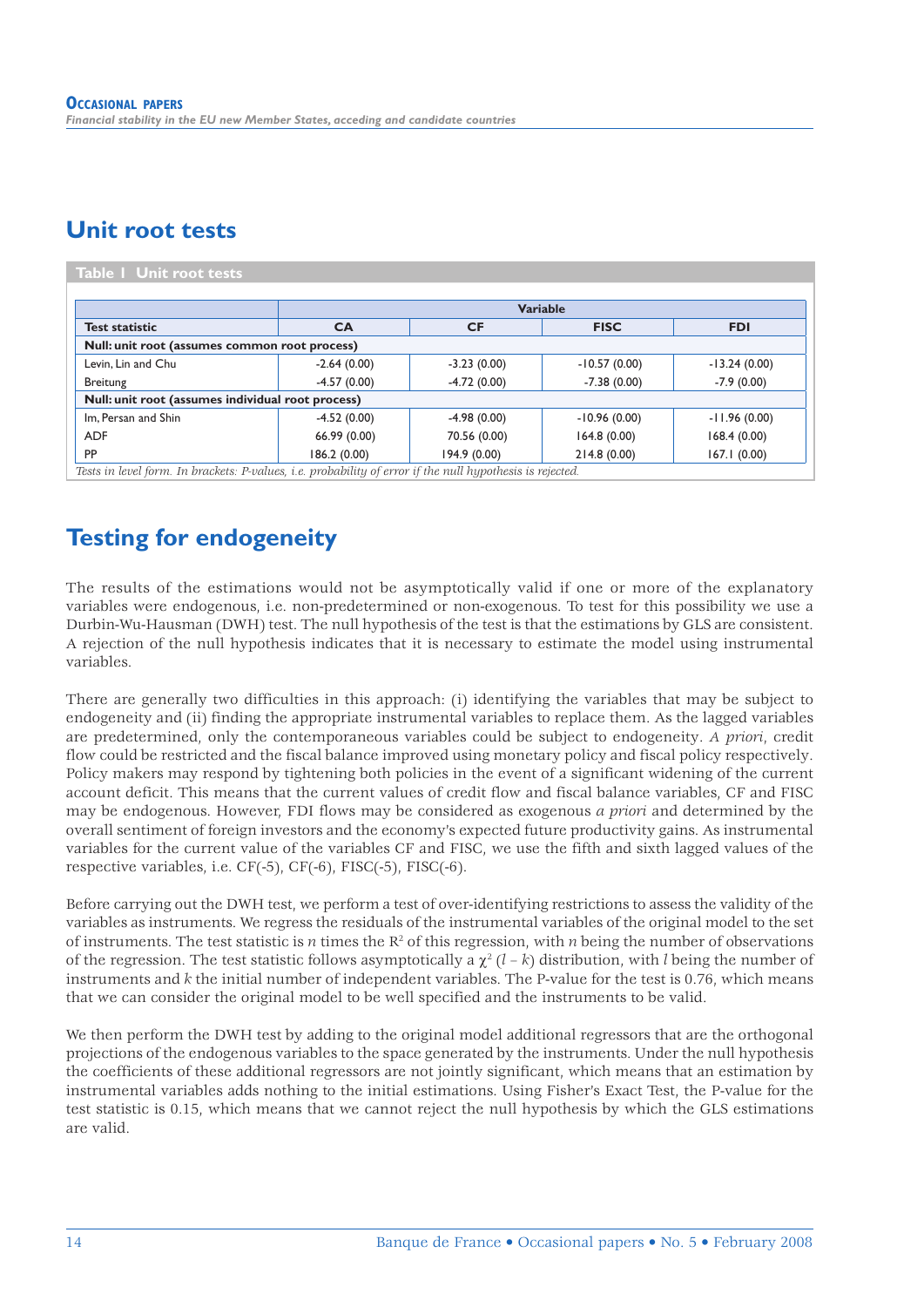## Unit root tests

**Table 1 Unit root tests**

| Test statistic | Variable | | | |
|---|---|---|---|---|
| | **CA** | **CF** | **FISC** | **FDI** |
| **Null: unit root (assumes common root process)** | | | | |
| Levin, Lin and Chu | -2.64 (0.00) | -3.23 (0.00) | -10.57 (0.00) | -13.24 (0.00) |
| Breitung | -4.57 (0.00) | -4.72 (0.00) | -7.38 (0.00) | -7.9 (0.00) |
| **Null: unit root (assumes individual root process)** | | | | |
| Im, Persan and Shin | -4.52 (0.00) | -4.98 (0.00) | -10.96 (0.00) | -11.96 (0.00) |
| ADF | 66.99 (0.00) | 70.56 (0.00) | 164.8 (0.00) | 168.4 (0.00) |
| PP | 186.2 (0.00) | 194.9 (0.00) | 214.8 (0.00) | 167.1 (0.00) |

*Tests in level form. In brackets: P-values, i.e. probability of error if the null hypothesis is rejected.*

## Testing for endogeneity

The results of the estimations would not be asymptotically valid if one or more of the explanatory variables were endogenous, i.e. non-predetermined or non-exogenous. To test for this possibility we use a Durbin-Wu-Hausman (DWH) test. The null hypothesis of the test is that the estimations by GLS are consistent. A rejection of the null hypothesis indicates that it is necessary to estimate the model using instrumental variables.

There are generally two difficulties in this approach: (i) identifying the variables that may be subject to endogeneity and (ii) finding the appropriate instrumental variables to replace them. As the lagged variables are predetermined, only the contemporaneous variables could be subject to endogeneity. *A priori*, credit flow could be restricted and the fiscal balance improved using monetary policy and fiscal policy respectively. Policy makers may respond by tightening both policies in the event of a significant widening of the current account deficit. This means that the current values of credit flow and fiscal balance variables, CF and FISC may be endogenous. However, FDI flows may be considered as exogenous *a priori* and determined by the overall sentiment of foreign investors and the economy's expected future productivity gains. As instrumental variables for the current value of the variables CF and FISC, we use the fifth and sixth lagged values of the respective variables, i.e. CF(-5), CF(-6), FISC(-5), FISC(-6).

Before carrying out the DWH test, we perform a test of over-identifying restrictions to assess the validity of the variables as instruments. We regress the residuals of the instrumental variables of the original model to the set of instruments. The test statistic is $n$ times the $R^2$ of this regression, with $n$ being the number of observations of the regression. The test statistic follows asymptotically a $\chi^2 (l - k)$ distribution, with $l$ being the number of instruments and $k$ the initial number of independent variables. The P-value for the test is 0.76, which means that we can consider the original model to be well specified and the instruments to be valid.

We then perform the DWH test by adding to the original model additional regressors that are the orthogonal projections of the endogenous variables to the space generated by the instruments. Under the null hypothesis the coefficients of these additional regressors are not jointly significant, which means that an estimation by instrumental variables adds nothing to the initial estimations. Using Fisher's Exact Test, the P-value for the test statistic is 0.15, which means that we cannot reject the null hypothesis by which the GLS estimations are valid.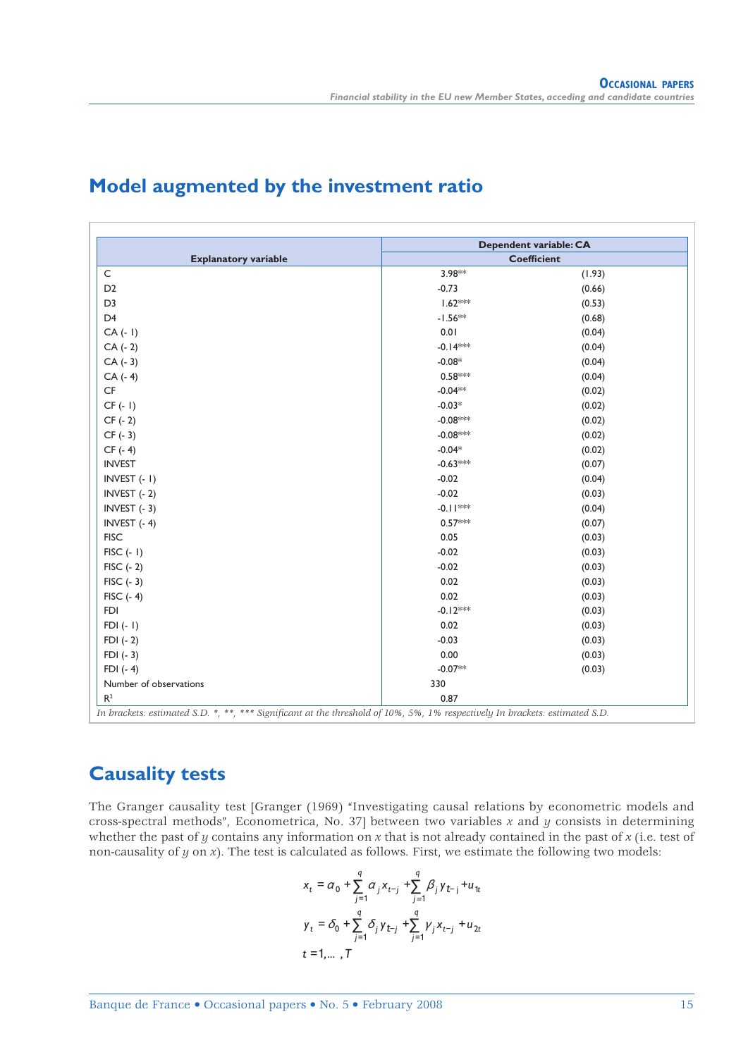## Model augmented by the investment ratio

| Explanatory variable | Dependent variable: CA | |
|---|---|---|
| | Coefficient | |
| C | 3.98** | (1.93) |
| D2 | -0.73 | (0.66) |
| D3 | 1.62*** | (0.53) |
| D4 | -1.56** | (0.68) |
| CA (- 1) | 0.01 | (0.04) |
| CA (- 2) | -0.14*** | (0.04) |
| CA (- 3) | -0.08* | (0.04) |
| CA (- 4) | 0.58*** | (0.04) |
| CF | -0.04** | (0.02) |
| CF (- 1) | -0.03* | (0.02) |
| CF (- 2) | -0.08*** | (0.02) |
| CF (- 3) | -0.08*** | (0.02) |
| CF (- 4) | -0.04* | (0.02) |
| INVEST | -0.63*** | (0.07) |
| INVEST (- 1) | -0.02 | (0.04) |
| INVEST (- 2) | -0.02 | (0.03) |
| INVEST (- 3) | -0.11*** | (0.04) |
| INVEST (- 4) | 0.57*** | (0.07) |
| FISC | 0.05 | (0.03) |
| FISC (- 1) | -0.02 | (0.03) |
| FISC (- 2) | -0.02 | (0.03) |
| FISC (- 3) | 0.02 | (0.03) |
| FISC (- 4) | 0.02 | (0.03) |
| FDI | -0.12*** | (0.03) |
| FDI (- 1) | 0.02 | (0.03) |
| FDI (- 2) | -0.03 | (0.03) |
| FDI (- 3) | 0.00 | (0.03) |
| FDI (- 4) | -0.07** | (0.03) |
| Number of observations | 330 | |
| $R^2$ | 0.87 | |

*In brackets: estimated S.D. *, **, *** Significant at the threshold of 10%, 5%, 1% respectively In brackets: estimated S.D.*

## Causality tests

The Granger causality test [Granger (1969) "Investigating causal relations by econometric models and cross-spectral methods", Econometrica, No. 37] between two variables $x$ and $y$ consists in determining whether the past of $y$ contains any information on $x$ that is not already contained in the past of $x$ (i.e. test of non-causality of $y$ on $x$). The test is calculated as follows. First, we estimate the following two models:

$$x_t = \alpha_0 + \sum_{j=1}^{q} \alpha_j x_{t-j} + \sum_{j=1}^{q} \beta_j y_{t-j} + u_{1t}$$

$$y_t = \delta_0 + \sum_{j=1}^{q} \delta_j y_{t-j} + \sum_{j=1}^{q} \gamma_j x_{t-j} + u_{2t}$$

$$t = 1, \ldots, T$$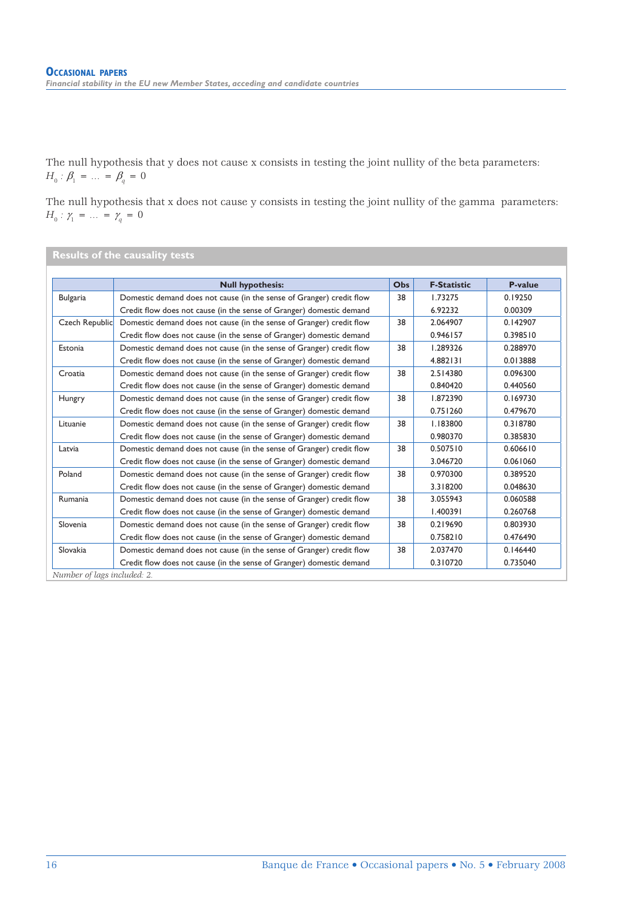The null hypothesis that y does not cause x consists in testing the joint nullity of the beta parameters: $H_0 : \beta_1 = \ldots = \beta_q = 0$

The null hypothesis that x does not cause y consists in testing the joint nullity of the gamma parameters: $H_0 : \gamma_1 = \ldots = \gamma_q = 0$

**Results of the causality tests**

| | Null hypothesis: | Obs | F-Statistic | P-value |
|---|---|---|---|---|
| Bulgaria | Domestic demand does not cause (in the sense of Granger) credit flow | 38 | 1.73275 | 0.19250 |
| | Credit flow does not cause (in the sense of Granger) domestic demand | | 6.92232 | 0.00309 |
| Czech Republic | Domestic demand does not cause (in the sense of Granger) credit flow | 38 | 2.064907 | 0.142907 |
| | Credit flow does not cause (in the sense of Granger) domestic demand | | 0.946157 | 0.398510 |
| Estonia | Domestic demand does not cause (in the sense of Granger) credit flow | 38 | 1.289326 | 0.288970 |
| | Credit flow does not cause (in the sense of Granger) domestic demand | | 4.882131 | 0.013888 |
| Croatia | Domestic demand does not cause (in the sense of Granger) credit flow | 38 | 2.514380 | 0.096300 |
| | Credit flow does not cause (in the sense of Granger) domestic demand | | 0.840420 | 0.440560 |
| Hungry | Domestic demand does not cause (in the sense of Granger) credit flow | 38 | 1.872390 | 0.169730 |
| | Credit flow does not cause (in the sense of Granger) domestic demand | | 0.751260 | 0.479670 |
| Lituanie | Domestic demand does not cause (in the sense of Granger) credit flow | 38 | 1.183800 | 0.318780 |
| | Credit flow does not cause (in the sense of Granger) domestic demand | | 0.980370 | 0.385830 |
| Latvia | Domestic demand does not cause (in the sense of Granger) credit flow | 38 | 0.507510 | 0.606610 |
| | Credit flow does not cause (in the sense of Granger) domestic demand | | 3.046720 | 0.061060 |
| Poland | Domestic demand does not cause (in the sense of Granger) credit flow | 38 | 0.970300 | 0.389520 |
| | Credit flow does not cause (in the sense of Granger) domestic demand | | 3.318200 | 0.048630 |
| Rumania | Domestic demand does not cause (in the sense of Granger) credit flow | 38 | 3.055943 | 0.060588 |
| | Credit flow does not cause (in the sense of Granger) domestic demand | | 1.400391 | 0.260768 |
| Slovenia | Domestic demand does not cause (in the sense of Granger) credit flow | 38 | 0.219690 | 0.803930 |
| | Credit flow does not cause (in the sense of Granger) domestic demand | | 0.758210 | 0.476490 |
| Slovakia | Domestic demand does not cause (in the sense of Granger) credit flow | 38 | 2.037470 | 0.146440 |
| | Credit flow does not cause (in the sense of Granger) domestic demand | | 0.310720 | 0.735040 |

*Number of lags included: 2.*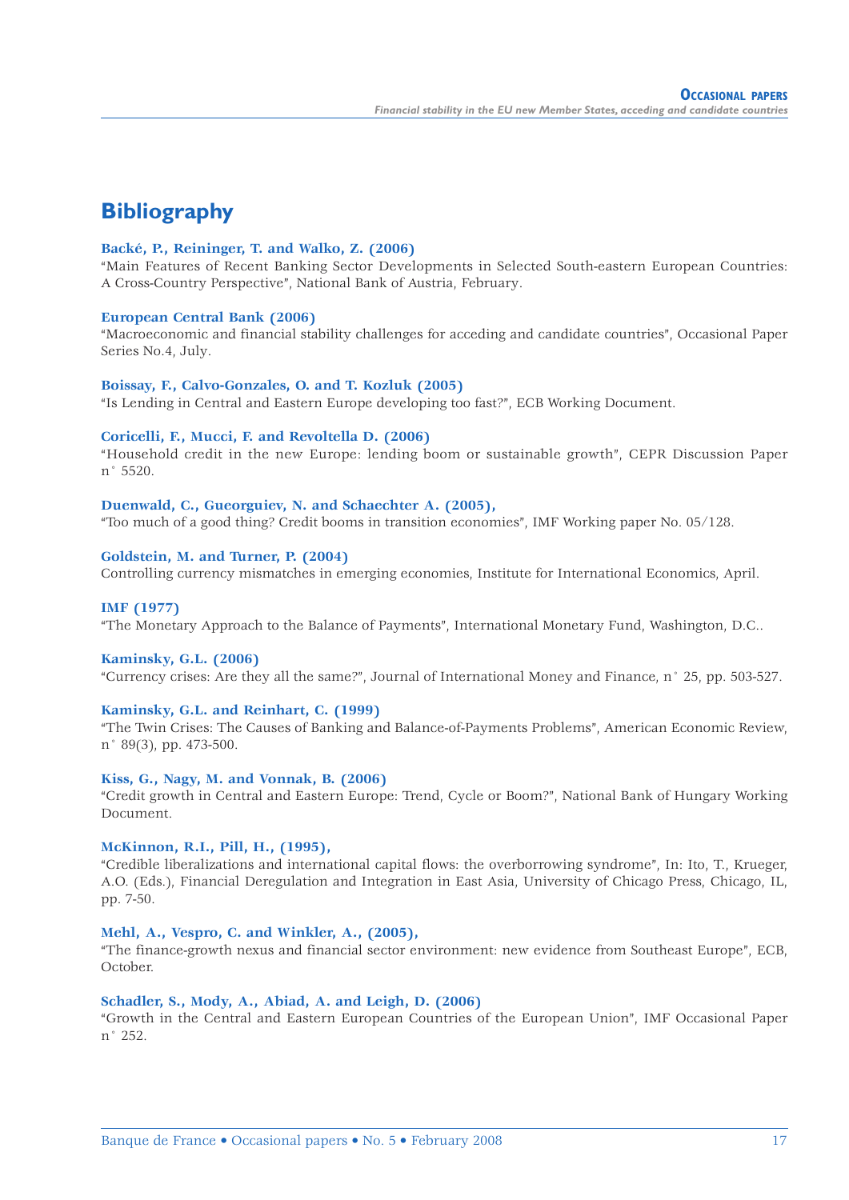## Bibliography

**Backé, P., Reininger, T. and Walko, Z. (2006)**
"Main Features of Recent Banking Sector Developments in Selected South-eastern European Countries: A Cross-Country Perspective", National Bank of Austria, February.

**European Central Bank (2006)**
"Macroeconomic and financial stability challenges for acceding and candidate countries", Occasional Paper Series No.4, July.

**Boissay, F., Calvo-Gonzales, O. and T. Kozluk (2005)**
"Is Lending in Central and Eastern Europe developing too fast?", ECB Working Document.

**Coricelli, F., Mucci, F. and Revoltella D. (2006)**
"Household credit in the new Europe: lending boom or sustainable growth", CEPR Discussion Paper n° 5520.

**Duenwald, C., Gueorguiev, N. and Schaechter A. (2005),**
"Too much of a good thing? Credit booms in transition economies", IMF Working paper No. 05/128.

**Goldstein, M. and Turner, P. (2004)**
Controlling currency mismatches in emerging economies, Institute for International Economics, April.

**IMF (1977)**
"The Monetary Approach to the Balance of Payments", International Monetary Fund, Washington, D.C..

**Kaminsky, G.L. (2006)**
"Currency crises: Are they all the same?", Journal of International Money and Finance, n° 25, pp. 503-527.

**Kaminsky, G.L. and Reinhart, C. (1999)**
"The Twin Crises: The Causes of Banking and Balance-of-Payments Problems", American Economic Review, n° 89(3), pp. 473-500.

**Kiss, G., Nagy, M. and Vonnak, B. (2006)**
"Credit growth in Central and Eastern Europe: Trend, Cycle or Boom?", National Bank of Hungary Working Document.

**McKinnon, R.I., Pill, H., (1995),**
"Credible liberalizations and international capital flows: the overborrowing syndrome", In: Ito, T., Krueger, A.O. (Eds.), Financial Deregulation and Integration in East Asia, University of Chicago Press, Chicago, IL, pp. 7-50.

**Mehl, A., Vespro, C. and Winkler, A., (2005),**
"The finance-growth nexus and financial sector environment: new evidence from Southeast Europe", ECB, October.

**Schadler, S., Mody, A., Abiad, A. and Leigh, D. (2006)**
"Growth in the Central and Eastern European Countries of the European Union", IMF Occasional Paper n° 252.